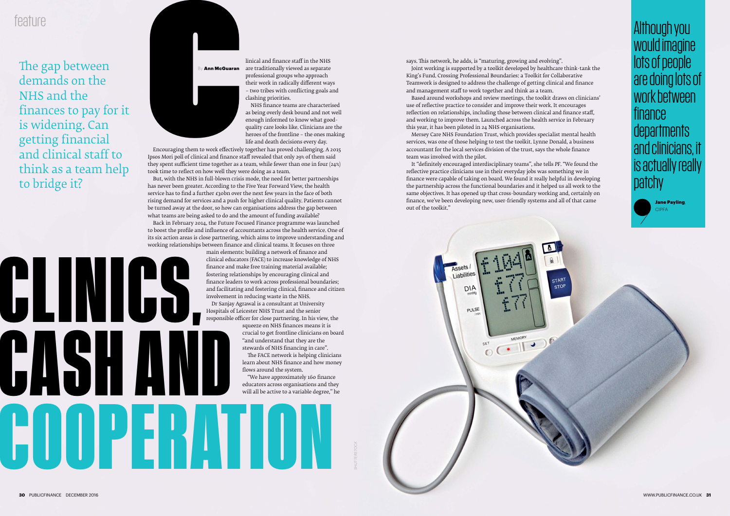# Clinics, cash and cooperation

The gap between demands on the NHS and the finances to pay for it is widening. Can getting financial and clinical staff to think as a team help to bridge it?

By **Ann McGuaran**

Clinical and finance staff in the NHS are traditionally viewed as separate professional groups who approach their work in radically different ways – two tribes with conflicting goals and clashing priorities.

NHS finance teams are characterised as being overly desk bound and not well enough informed to know what good-quality care looks like. Clinicians are the heroes of the frontline – the ones making life and death decisions every day.

Encouraging them to work effectively together has proved challenging. A 2015 Ipsos Mori poll of clinical and finance staff revealed that only 29% of them said they spent sufficient time together as a team, while fewer than one in four (24%) took time to reflect on how well they were doing as a team.

But, with the NHS in full-blown crisis mode, the need for better partnerships has never been greater. According to the Five Year Forward View, the health service has to find a further £30bn over the next few years in the face of both rising demand for services and a push for higher clinical quality. Patients cannot be turned away at the door, so how can organisations address the gap between what teams are being asked to do and the amount of funding available?

Back in February 2014, the Future Focused Finance programme was launched to boost the profile and influence of accountants across the health service. One of its six action areas is close partnering, which aims to improve understanding and working relationships between finance and clinical teams. It focuses on three main elements: building a network of finance and clinical educators (FACE) to increase knowledge of NHS finance and make free training material available; fostering relationships by encouraging clinical and finance leaders to work across professional boundaries; and facilitating and fostering clinical, finance and citizen involvement in reducing waste in the NHS.

Dr Sanjay Agrawal is a consultant at University Hospitals of Leicester NHS Trust and the senior responsible officer for close partnering. In his view, the squeeze on NHS finances means it is crucial to get frontline clinicians on board "and understand that they are the stewards of NHS financing in care".

The FACE network is helping clinicians learn about NHS finance and how money flows around the system.

"We have approximately 160 finance educators across organisations and they will all be active to a variable degree," he says. This network, he adds, is "maturing, growing and evolving".

Joint working is supported by a toolkit developed by healthcare think-tank the King's Fund. Crossing Professional Boundaries: a Toolkit for Collaborative Teamwork is designed to address the challenge of getting clinical and finance and management staff to work together and think as a team.

Based around workshops and review meetings, the toolkit draws on clinicians' use of reflective practice to consider and improve their work. It encourages reflection on relationships, including those between clinical and finance staff, and working to improve them. Launched across the health service in February this year, it has been piloted in 24 NHS organisations.

Mersey Care NHS Foundation Trust, which provides specialist mental health services, was one of those helping to test the toolkit. Lynne Donald, a business accountant for the local services division of the trust, says the whole finance team was involved with the pilot.

It "definitely encouraged interdisciplinary teams", she tells *PF*. "We found the reflective practice clinicians use in their everyday jobs was something we in finance were capable of taking on board. We found it really helpful in developing the partnership across the functional boundaries and it helped us all work to the same objectives. It has opened up that cross-boundary working and, certainly on finance, we've been developing new, user-friendly systems and all of that came out of the toolkit."

> Although you would imagine lots of people are doing lots of work between finance departments and clinicians, it is actually really patchy
>
> **Jane Payling**, CIPFA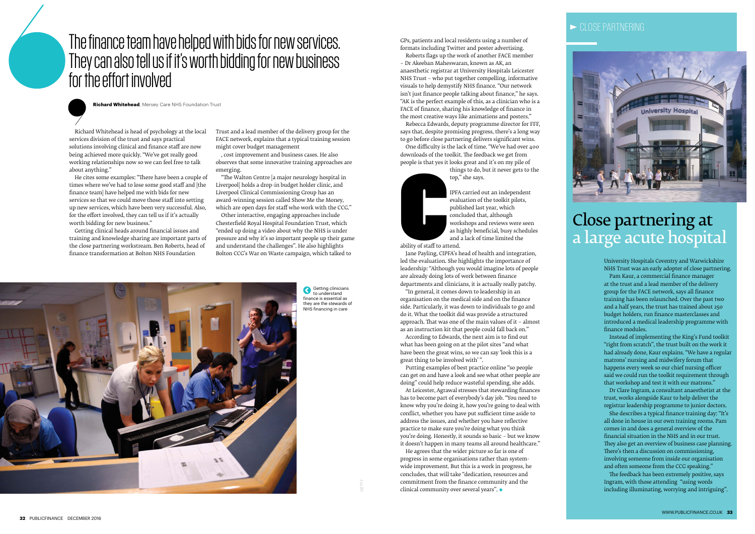# The finance team have helped with bids for new services. They can also tell us if it's worth bidding for new business for the effort involved

**Richard Whitehead**, Mersey Care NHS Foundation Trust

Richard Whitehead is head of psychology at the local services division of the trust and says practical solutions involving clinical and finance staff are now being achieved more quickly. "We've got really good working relationships now so we can feel free to talk about anything."

He cites some examples: "There have been a couple of times where we've had to lose some good staff and [the finance team] have helped me with bids for new services so that we could move those staff into setting up new services, which have been very successful. Also, for the effort involved, they can tell us if it's actually worth bidding for new business."

Getting clinical heads around financial issues and training and knowledge sharing are important parts of the close partnering workstream. Ben Roberts, head of finance transformation at Bolton NHS Foundation Trust and a lead member of the delivery group for the FACE network, explains that a typical training session might cover budget management

, cost improvement and business cases. He also observes that some innovative training approaches are emerging.

"The Walton Centre [a major neurology hospital in Liverpool] holds a drop-in budget holder clinic, and Liverpool Clinical Commissioning Group has an award-winning session called Show Me the Money, which are open days for staff who work with the CCG."

Other interactive, engaging approaches include Chesterfield Royal Hospital Foundation Trust, which "ended up doing a video about why the NHS is under pressure and why it's so important people up their game and understand the challenges". He also highlights Bolton CCG's War on Waste campaign, which talked to GPs, patients and local residents using a number of formats including Twitter and poster advertising.

Getting clinicians to understand finance is essential as they are the stewards of NHS financing in care

Roberts flags up the work of another FACE member – Dr Akeeban Maheswaran, known as AK, an anaesthetic registrar at University Hospitals Leicester NHS Trust – who put together compelling, informative visuals to help demystify NHS finance. "Our network isn't just finance people talking about finance," he says. "AK is the perfect example of this, as a clinician who is a FACE of finance, sharing his knowledge of finance in the most creative ways like animations and posters."

Rebecca Edwards, deputy programme director for FFF, says that, despite promising progress, there's a long way to go before close partnering delivers significant wins.

One difficulty is the lack of time. "We've had over 400 downloads of the toolkit. The feedback we get from people is that yes it looks great and it's on my pile of things to do, but it never gets to the top," she says.

CIPFA carried out an independent evaluation of the toolkit pilots, published last year, which concluded that, although workshops and reviews were seen as highly beneficial, busy schedules and a lack of time limited the ability of staff to attend.

Jane Payling, CIPFA's head of health and integration, led the evaluation. She highlights the importance of leadership: "Although you would imagine lots of people are already doing lots of work between finance departments and clinicians, it is actually really patchy.

"In general, it comes down to leadership in an organisation on the medical side and on the finance side. Particularly, it was down to individuals to go and do it. What the toolkit did was provide a structured approach. That was one of the main values of it – almost as an instruction kit that people could fall back on."

According to Edwards, the next aim is to find out what has been going on at the pilot sites "and what have been the great wins, so we can say 'look this is a great thing to be involved with' ".

Putting examples of best practice online "so people can get on and have a look and see what other people are doing" could help reduce wasteful spending, she adds.

At Leicester, Agrawal stresses that stewarding finances has to become part of everybody's day job. "You need to know why you're doing it, how you're going to deal with conflict, whether you have put sufficient time aside to address the issues, and whether you have reflective practice to make sure you're doing what you think you're doing. Honestly, it sounds so basic – but we know it doesn't happen in many teams all around healthcare."

He agrees that the wider picture so far is one of progress in some organisations rather than system-wide improvement. But this is a work in progress, he concludes, that will take "dedication, resources and commitment from the finance community and the clinical community over several years". ●

## ► CLOSE PARTNERING

## Close partnering at a large acute hospital

University Hospitals Coventry and Warwickshire NHS Trust was an early adopter of close partnering.

Pam Kaur, a commercial finance manager at the trust and a lead member of the delivery group for the FACE network, says all finance training has been relaunched. Over the past two and a half years, the trust has trained about 250 budget holders, run finance masterclasses and introduced a medical leadership programme with finance modules.

Instead of implementing the King's Fund toolkit "right from scratch", the trust built on the work it had already done, Kaur explains. "We have a regular matrons' nursing and midwifery forum that happens every week so our chief nursing officer said we could run the toolkit requirement through that workshop and test it with our matrons."

Dr Clare Ingram, a consultant anaesthetist at the trust, works alongside Kaur to help deliver the registrar leadership programme to junior doctors.

She describes a typical finance training day: "It's all done in house in our own training rooms. Pam comes in and does a general overview of the financial situation in the NHS and in our trust. They also get an overview of business case planning. There's then a discussion on commissioning, involving someone from inside our organisation and often someone from the CCG speaking."

The feedback has been extremely positive, says Ingram, with those attending "using words including illuminating, worrying and intriguing".